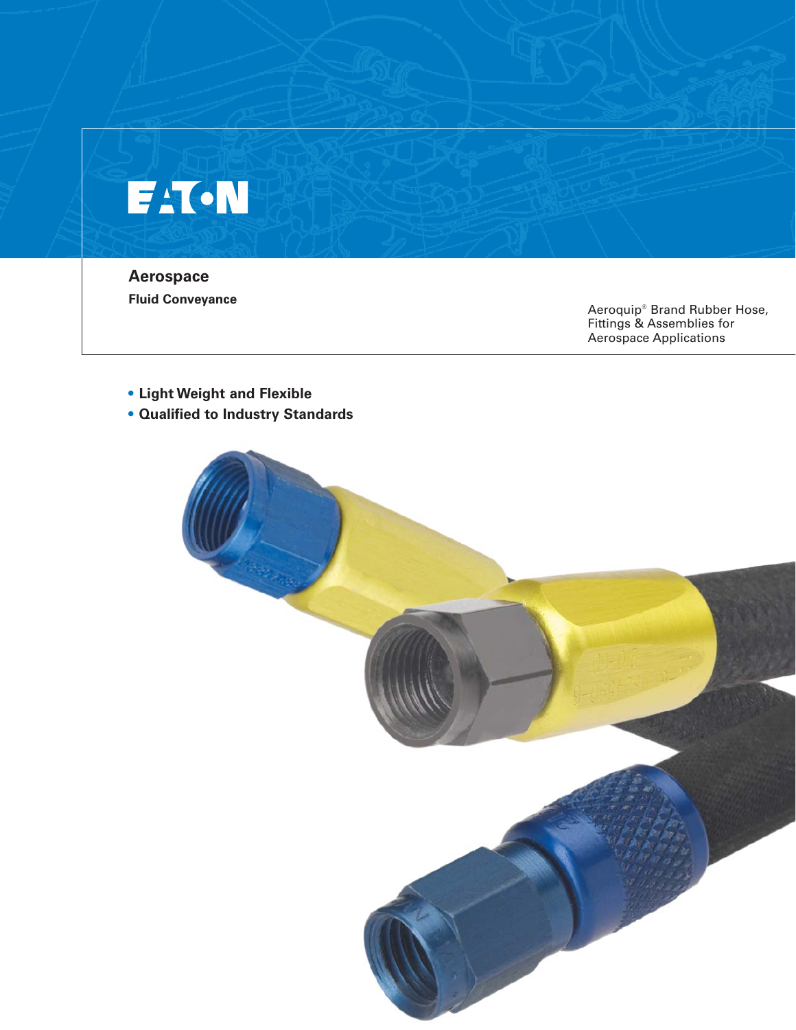EATON

# Aerospace

## Fluid Conveyance

Aeroquip® Brand Rubber Hose, Fittings & Assemblies for Aerospace Applications

- **Light Weight and Flexible**
- **Qualified to Industry Standards**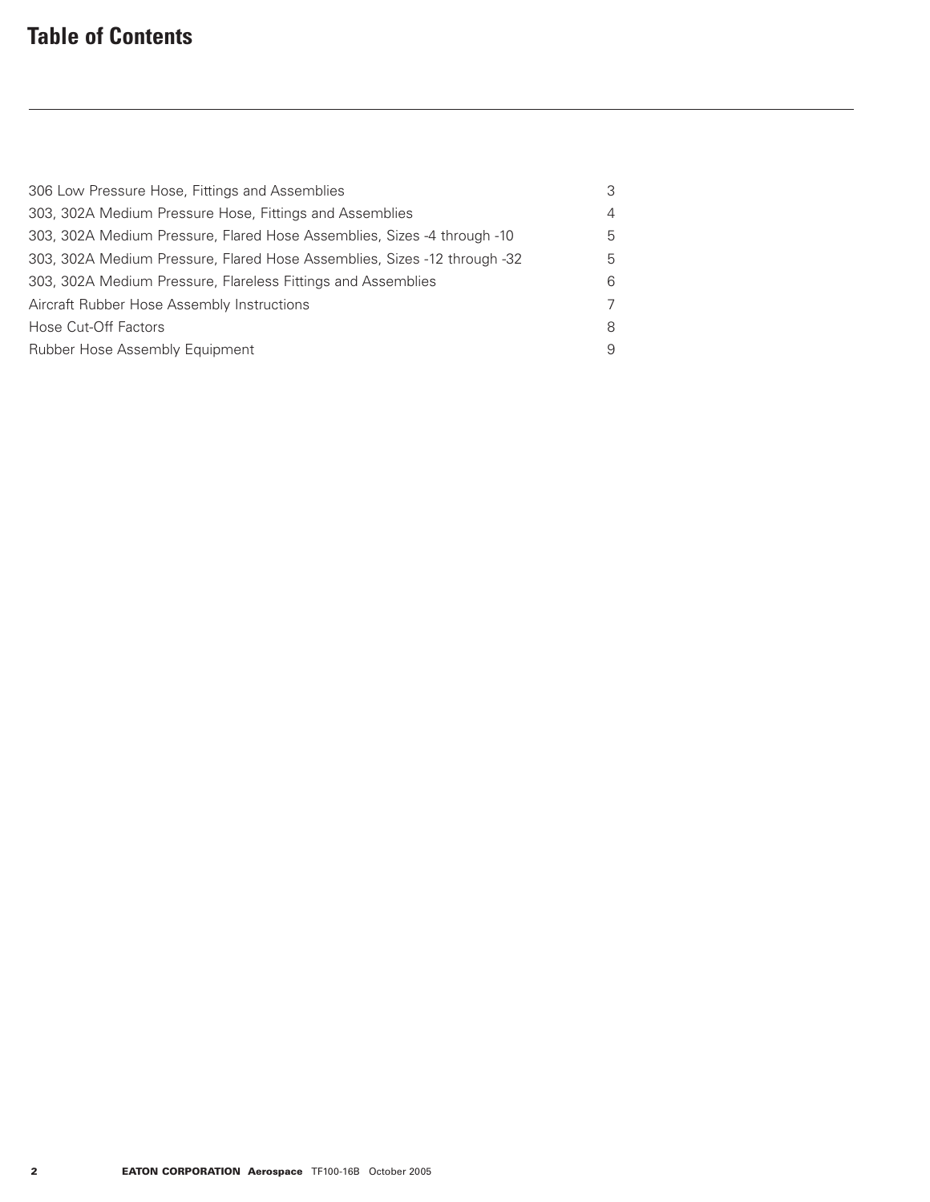# Table of Contents

| | |
|---|---|
| 306 Low Pressure Hose, Fittings and Assemblies | 3 |
| 303, 302A Medium Pressure Hose, Fittings and Assemblies | 4 |
| 303, 302A Medium Pressure, Flared Hose Assemblies, Sizes -4 through -10 | 5 |
| 303, 302A Medium Pressure, Flared Hose Assemblies, Sizes -12 through -32 | 5 |
| 303, 302A Medium Pressure, Flareless Fittings and Assemblies | 6 |
| Aircraft Rubber Hose Assembly Instructions | 7 |
| Hose Cut-Off Factors | 8 |
| Rubber Hose Assembly Equipment | 9 |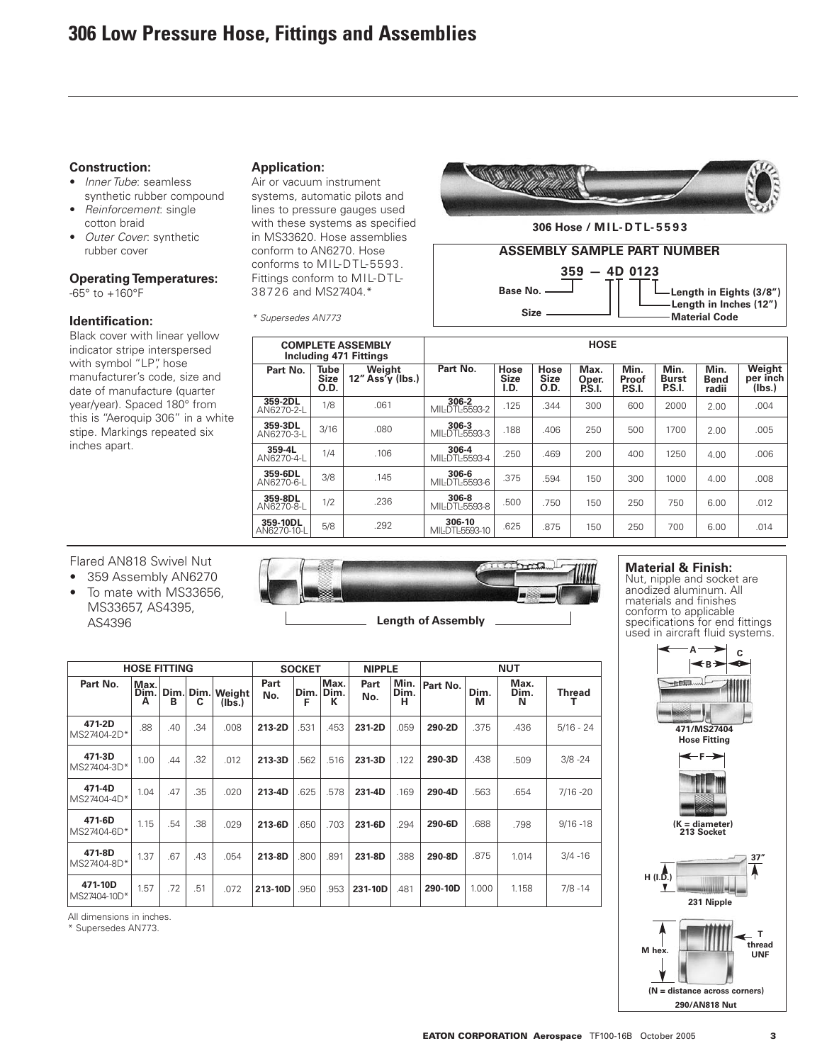# 306 Low Pressure Hose, Fittings and Assemblies

### Construction:

- *Inner Tube*: seamless synthetic rubber compound
- *Reinforcement*: single cotton braid
- *Outer Cover*: synthetic rubber cover

### Operating Temperatures:

-65° to +160°F

### Identification:

Black cover with linear yellow indicator stripe interspersed with symbol "LP", hose manufacturer's code, size and date of manufacture (quarter year/year). Spaced 180° from this is "Aeroquip 306" in a white stipe. Markings repeated six inches apart.

### Application:

Air or vacuum instrument systems, automatic pilots and lines to pressure gauges used with these systems as specified in MS33620. Hose assemblies conform to AN6270. Hose conforms to MIL-DTL-5593. Fittings conform to MIL-DTL-38726 and MS27404.*

\* Supersedes AN773

**306 Hose / MIL-DTL-5593**

**ASSEMBLY SAMPLE PART NUMBER**

**359 — 4D 0123**

- Base No.
- Size
- Material Code
- Length in Inches (12")
- Length in Eights (3/8")

| COMPLETE ASSEMBLY Including 471 Fittings | | | HOSE | | | | | | | |
|---|---|---|---|---|---|---|---|---|---|---|
| Part No. | Tube Size O.D. | Weight 12" Ass'y (lbs.) | Part No. | Hose Size I.D. | Hose Size O.D. | Max. Oper. P.S.I. | Min. Proof P.S.I. | Min. Burst P.S.I. | Min. Bend radii | Weight per inch (lbs.) |
| **359-2DL** AN6270-2-L | 1/8 | .061 | **306-2** MIL-DTL-5593-2 | .125 | .344 | 300 | 600 | 2000 | 2.00 | .004 |
| **359-3DL** AN6270-3-L | 3/16 | .080 | **306-3** MIL-DTL-5593-3 | .188 | .406 | 250 | 500 | 1700 | 2.00 | .005 |
| **359-4L** AN6270-4-L | 1/4 | .106 | **306-4** MIL-DTL-5593-4 | .250 | .469 | 200 | 400 | 1250 | 4.00 | .006 |
| **359-6DL** AN6270-6-L | 3/8 | .145 | **306-6** MIL-DTL-5593-6 | .375 | .594 | 150 | 300 | 1000 | 4.00 | .008 |
| **359-8DL** AN6270-8-L | 1/2 | .236 | **306-8** MIL-DTL-5593-8 | .500 | .750 | 150 | 250 | 750 | 6.00 | .012 |
| **359-10DL** AN6270-10-L | 5/8 | .292 | **306-10** MIL-DTL-5593-10 | .625 | .875 | 150 | 250 | 700 | 6.00 | .014 |

Flared AN818 Swivel Nut

- 359 Assembly AN6270
- To mate with MS33656, MS33657, AS4395, AS4396

**Length of Assembly**

### Material & Finish:

Nut, nipple and socket are anodized aluminum. All materials and finishes conform to applicable specifications for end fittings used in aircraft fluid systems.

| HOSE FITTING | | | | | SOCKET | | | NIPPLE | | NUT | | | |
|---|---|---|---|---|---|---|---|---|---|---|---|---|---|
| Part No. | Max. Dim. A | Dim. B | Dim. C | Weight (lbs.) | Part No. | Dim. F | Max. Dim. K | Part No. | Min. Dim. H | Part No. | Dim. M | Max. Dim. N | Thread T |
| **471-2D** MS27404-2D* | .88 | .40 | .34 | .008 | **213-2D** | .531 | .453 | **231-2D** | .059 | **290-2D** | .375 | .436 | 5/16 - 24 |
| **471-3D** MS27404-3D* | 1.00 | .44 | .32 | .012 | **213-3D** | .562 | .516 | **231-3D** | .122 | **290-3D** | .438 | .509 | 3/8 -24 |
| **471-4D** MS27404-4D* | 1.04 | .47 | .35 | .020 | **213-4D** | .625 | .578 | **231-4D** | .169 | **290-4D** | .563 | .654 | 7/16 -20 |
| **471-6D** MS27404-6D* | 1.15 | .54 | .38 | .029 | **213-6D** | .650 | .703 | **231-6D** | .294 | **290-6D** | .688 | .798 | 9/16 -18 |
| **471-8D** MS27404-8D* | 1.37 | .67 | .43 | .054 | **213-8D** | .800 | .891 | **231-8D** | .388 | **290-8D** | .875 | 1.014 | 3/4 -16 |
| **471-10D** MS27404-10D* | 1.57 | .72 | .51 | .072 | **213-10D** | .950 | .953 | **231-10D** | .481 | **290-10D** | 1.000 | 1.158 | 7/8 -14 |

All dimensions in inches.

\* Supersedes AN773.

**471/MS27404 Hose Fitting**

**(K = diameter) 213 Socket**

**231 Nipple** — H (I.D.), 37°

**290/AN818 Nut** — M hex., T thread UNF

**(N = distance across corners)**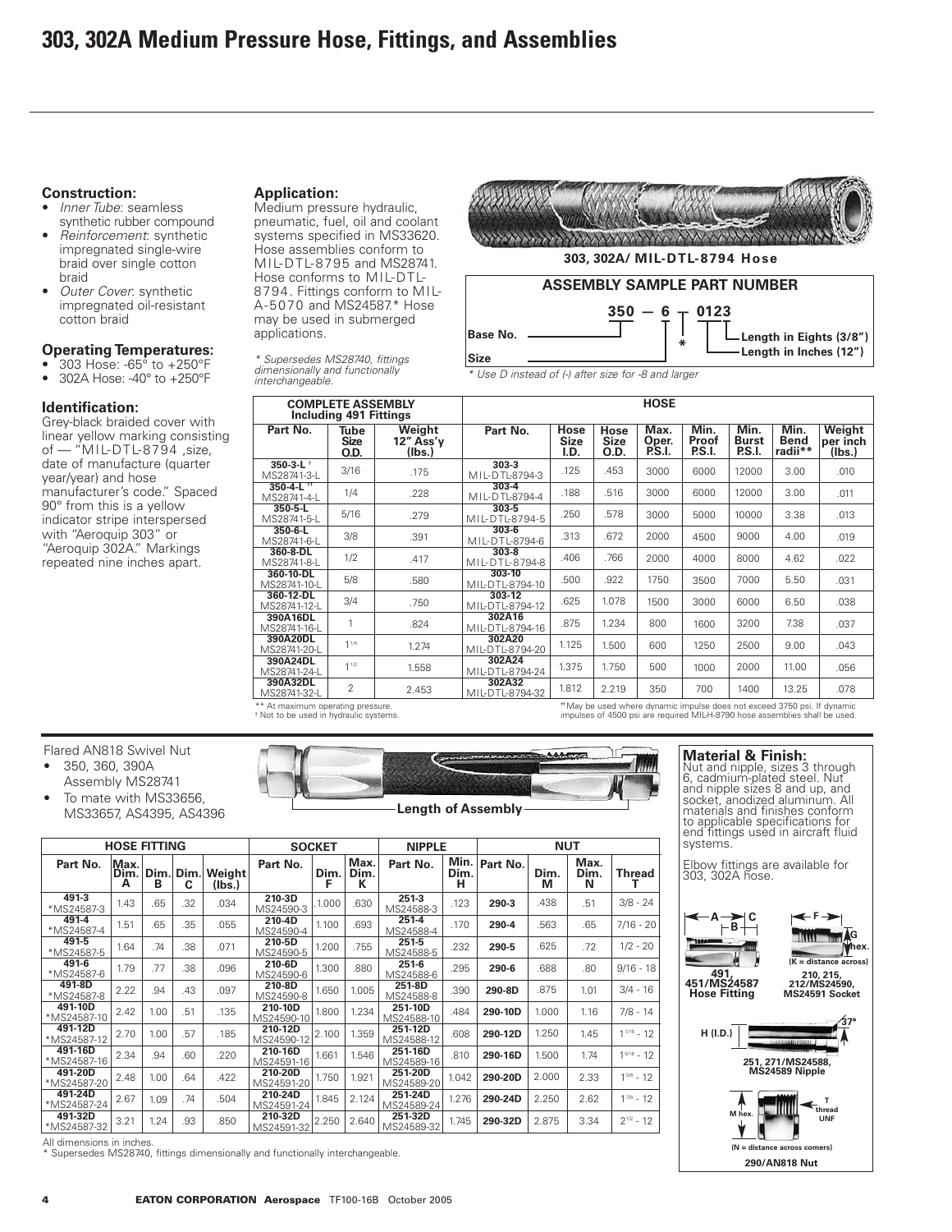# 303, 302A Medium Pressure Hose, Fittings, and Assemblies

### Construction:

- *Inner Tube*: seamless synthetic rubber compound
- *Reinforcement*: synthetic impregnated single-wire braid over single cotton braid
- *Outer Cover*: synthetic impregnated oil-resistant cotton braid

### Operating Temperatures:

- 303 Hose: -65° to +250°F
- 302A Hose: -40° to +250°F

### Identification:

Grey-black braided cover with linear yellow marking consisting of — "MIL-DTL-8794 ,size, date of manufacture (quarter year/year) and hose manufacturer's code." Spaced 90° from this is a yellow indicator stripe interspersed with "Aeroquip 303" or "Aeroquip 302A." Markings repeated nine inches apart.

### Application:

Medium pressure hydraulic, pneumatic, fuel, oil and coolant systems specified in MS33620. Hose assemblies conform to MIL-DTL-8795 and MS28741. Hose conforms to MIL-DTL-8794. Fittings conform to MIL-A-5070 and MS24587.* Hose may be used in submerged applications.

*\* Supersedes MS28740, fittings dimensionally and functionally interchangeable.*

303, 302A/ MIL-DTL-8794 Hose

**ASSEMBLY SAMPLE PART NUMBER**

350 — 6 — 0123

- Base No.
- Size
- Length in Inches (12")
- Length in Eights (3/8")

\* Use D instead of (-) after size for -8 and larger

| COMPLETE ASSEMBLY Including 491 Fittings | | | HOSE | | | | | | | | |
|---|---|---|---|---|---|---|---|---|---|---|---|
| Part No. | Tube Size O.D. | Weight 12" Ass'y (lbs.) | Part No. | Hose Size I.D. | Hose Size O.D. | Max. Oper. P.S.I. | Min. Proof P.S.I. | Min. Burst P.S.I. | Min. Bend radii** | Weight per inch (lbs.) |
| 350-3-L † MS28741-3-L | 3/16 | .175 | 303-3 MIL-DTL-8794-3 | .125 | .453 | 3000 | 6000 | 12000 | 3.00 | .010 |
| 350-4-L †† MS28741-4-L | 1/4 | .228 | 303-4 MIL-DTL-8794-4 | .188 | .516 | 3000 | 6000 | 12000 | 3.00 | .011 |
| 350-5-L MS28741-5-L | 5/16 | .279 | 303-5 MIL-DTL-8794-5 | .250 | .578 | 3000 | 5000 | 10000 | 3.38 | .013 |
| 350-6-L MS28741-6-L | 3/8 | .391 | 303-6 MIL-DTL-8794-6 | .313 | .672 | 2000 | 4500 | 9000 | 4.00 | .019 |
| 360-8-DL MS28741-8-L | 1/2 | .417 | 303-8 MIL-DTL-8794-8 | .406 | .766 | 2000 | 4000 | 8000 | 4.62 | .022 |
| 360-10-DL MS28741-10-L | 5/8 | .580 | 303-10 MIL-DTL-8794-10 | .500 | .922 | 1750 | 3500 | 7000 | 5.50 | .031 |
| 360-12-DL MS28741-12-L | 3/4 | .750 | 303-12 MIL-DTL-8794-12 | .625 | 1.078 | 1500 | 3000 | 6000 | 6.50 | .038 |
| 390A16DL MS28741-16-L | 1 | .824 | 302A16 MIL-DTL-8794-16 | .875 | 1.234 | 800 | 1600 | 3200 | 7.38 | .037 |
| 390A20DL MS28741-20-L | 1 1/4 | 1.274 | 302A20 MIL-DTL-8794-20 | 1.125 | 1.500 | 600 | 1250 | 2500 | 9.00 | .043 |
| 390A24DL MS28741-24-L | 1 1/2 | 1.558 | 302A24 MIL-DTL-8794-24 | 1.375 | 1.750 | 500 | 1000 | 2000 | 11.00 | .056 |
| 390A32DL MS28741-32-L | 2 | 2.453 | 302A32 MIL-DTL-8794-32 | 1.812 | 2.219 | 350 | 700 | 1400 | 13.25 | .078 |

\*\* At maximum operating pressure.
† Not to be used in hydraulic systems.

†† May be used where dynamic impulse does not exceed 3750 psi. If dynamic impulses of 4500 psi are required MIL-H-8790 hose assemblies shall be used.

Flared AN818 Swivel Nut

- 350, 360, 390A Assembly MS28741
- To mate with MS33656, MS33657, AS4395, AS4396

Length of Assembly

| HOSE FITTING | | | | | SOCKET | | | NIPPLE | | NUT | | | |
|---|---|---|---|---|---|---|---|---|---|---|---|---|---|
| Part No. | Max. Dim. A | Dim. B | Dim. C | Weight (lbs.) | Part No. | Dim. F | Max. Dim. K | Part No. | Min. Dim. H | Part No. | Dim. M | Max. Dim. N | Thread T |
| 491-3 *MS24587-3 | 1.43 | .65 | .32 | .034 | 210-3D MS24590-3 | 1.000 | .630 | 251-3 MS24588-3 | .123 | 290-3 | .438 | .51 | 3/8 - 24 |
| 491-4 *MS24587-4 | 1.51 | .65 | .35 | .055 | 210-4D MS24590-4 | 1.100 | .693 | 251-4 MS24588-4 | .170 | 290-4 | .563 | .65 | 7/16 - 20 |
| 491-5 *MS24587-5 | 1.64 | .74 | .38 | .071 | 210-5D MS24590-5 | 1.200 | .755 | 251-5 MS24588-5 | .232 | 290-5 | .625 | .72 | 1/2 - 20 |
| 491-6 *MS24587-6 | 1.79 | .77 | .38 | .096 | 210-6D MS24590-6 | 1.300 | .880 | 251-6 MS24588-6 | .295 | 290-6 | .688 | .80 | 9/16 - 18 |
| 491-8D *MS24587-8 | 2.22 | .94 | .43 | .097 | 210-8D MS24590-8 | 1.650 | 1.005 | 251-8D MS24588-8 | .390 | 290-8D | .875 | 1.01 | 3/4 - 16 |
| 491-10D *MS24587-10 | 2.42 | 1.00 | .51 | .135 | 210-10D MS24590-10 | 1.800 | 1.234 | 251-10D MS24588-10 | .484 | 290-10D | 1.000 | 1.16 | 7/8 - 14 |
| 491-12D *MS24587-12 | 2.70 | 1.00 | .57 | .185 | 210-12D MS24590-12 | 2.100 | 1.359 | 251-12D MS24588-12 | .608 | 290-12D | 1.250 | 1.45 | 1 1/16 - 12 |
| 491-16D *MS24587-16 | 2.34 | .94 | .60 | .220 | 210-16D MS24591-16 | 1.661 | 1.546 | 251-16D MS24589-16 | .810 | 290-16D | 1.500 | 1.74 | 1 5/16 - 12 |
| 491-20D *MS24587-20 | 2.48 | 1.00 | .64 | .422 | 210-20D MS24591-20 | 1.750 | 1.921 | 251-20D MS24589-20 | 1.042 | 290-20D | 2.000 | 2.33 | 1 5/8 - 12 |
| 491-24D *MS24587-24 | 2.67 | 1.09 | .74 | .504 | 210-24D MS24591-24 | 1.845 | 2.124 | 251-24D MS24589-24 | 1.276 | 290-24D | 2.250 | 2.62 | 1 7/8 - 12 |
| 491-32D *MS24587-32 | 3.21 | 1.24 | .93 | .850 | 210-32D MS24591-32 | 2.250 | 2.640 | 251-32D MS24589-32 | 1.745 | 290-32D | 2.875 | 3.34 | 2 1/2 - 12 |

All dimensions in inches.
\* Supersedes MS28740, fittings dimensionally and functionally interchangeable.

### Material & Finish:

Nut and nipple, sizes 3 through 6, cadmium-plated steel. Nut and nipple sizes 8 and up, and socket, anodized aluminum. All materials and finishes conform to applicable specifications for end fittings used in aircraft fluid systems.

Elbow fittings are available for 303, 302A hose.

491, 451/MS24587 Hose Fitting

210, 215, 212/MS24590, MS24591 Socket (K = distance across)

251, 271/MS24588, MS24589 Nipple

290/AN818 Nut (N = distance across corners)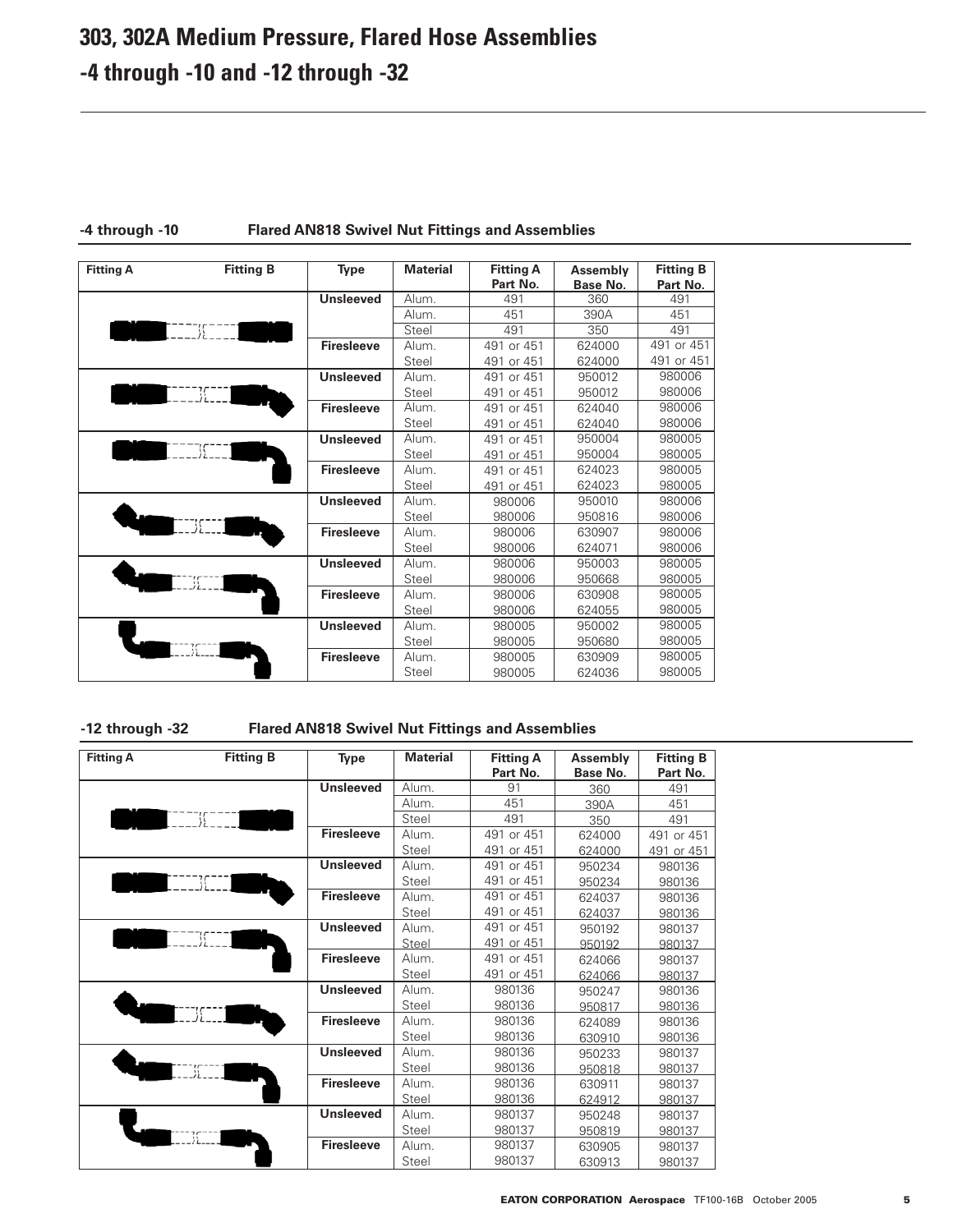# 303, 302A Medium Pressure, Flared Hose Assemblies
# -4 through -10 and -12 through -32

## -4 through -10 Flared AN818 Swivel Nut Fittings and Assemblies

| Fitting A | Fitting B | Type | Material | Fitting A Part No. | Assembly Base No. | Fitting B Part No. |
|---|---|---|---|---|---|---|
| | | Unsleeved | Alum. | 491 | 360 | 491 |
| | | | Alum. | 451 | 390A | 451 |
| | | | Steel | 491 | 350 | 491 |
| | | Firesleeve | Alum. | 491 or 451 | 624000 | 491 or 451 |
| | | | Steel | 491 or 451 | 624000 | 491 or 451 |
| | | Unsleeved | Alum. | 491 or 451 | 950012 | 980006 |
| | | | Steel | 491 or 451 | 950012 | 980006 |
| | | Firesleeve | Alum. | 491 or 451 | 624040 | 980006 |
| | | | Steel | 491 or 451 | 624040 | 980006 |
| | | Unsleeved | Alum. | 491 or 451 | 950004 | 980005 |
| | | | Steel | 491 or 451 | 950004 | 980005 |
| | | Firesleeve | Alum. | 491 or 451 | 624023 | 980005 |
| | | | Steel | 491 or 451 | 624023 | 980005 |
| | | Unsleeved | Alum. | 980006 | 950010 | 980006 |
| | | | Steel | 980006 | 950816 | 980006 |
| | | Firesleeve | Alum. | 980006 | 630907 | 980006 |
| | | | Steel | 980006 | 624071 | 980006 |
| | | Unsleeved | Alum. | 980006 | 950003 | 980005 |
| | | | Steel | 980006 | 950668 | 980005 |
| | | Firesleeve | Alum. | 980006 | 630908 | 980005 |
| | | | Steel | 980006 | 624055 | 980005 |
| | | Unsleeved | Alum. | 980005 | 950002 | 980005 |
| | | | Steel | 980005 | 950680 | 980005 |
| | | Firesleeve | Alum. | 980005 | 630909 | 980005 |
| | | | Steel | 980005 | 624036 | 980005 |

## -12 through -32 Flared AN818 Swivel Nut Fittings and Assemblies

| Fitting A | Fitting B | Type | Material | Fitting A Part No. | Assembly Base No. | Fitting B Part No. |
|---|---|---|---|---|---|---|
| | | Unsleeved | Alum. | 91 | 360 | 491 |
| | | | Alum. | 451 | 390A | 451 |
| | | | Steel | 491 | 350 | 491 |
| | | Firesleeve | Alum. | 491 or 451 | 624000 | 491 or 451 |
| | | | Steel | 491 or 451 | 624000 | 491 or 451 |
| | | Unsleeved | Alum. | 491 or 451 | 950234 | 980136 |
| | | | Steel | 491 or 451 | 950234 | 980136 |
| | | Firesleeve | Alum. | 491 or 451 | 624037 | 980136 |
| | | | Steel | 491 or 451 | 624037 | 980136 |
| | | Unsleeved | Alum. | 491 or 451 | 950192 | 980137 |
| | | | Steel | 491 or 451 | 950192 | 980137 |
| | | Firesleeve | Alum. | 491 or 451 | 624066 | 980137 |
| | | | Steel | 491 or 451 | 624066 | 980137 |
| | | Unsleeved | Alum. | 980136 | 950247 | 980136 |
| | | | Steel | 980136 | 950817 | 980136 |
| | | Firesleeve | Alum. | 980136 | 624089 | 980136 |
| | | | Steel | 980136 | 630910 | 980136 |
| | | Unsleeved | Alum. | 980136 | 950233 | 980137 |
| | | | Steel | 980136 | 950818 | 980137 |
| | | Firesleeve | Alum. | 980136 | 630911 | 980137 |
| | | | Steel | 980136 | 624912 | 980137 |
| | | Unsleeved | Alum. | 980137 | 950248 | 980137 |
| | | | Steel | 980137 | 950819 | 980137 |
| | | Firesleeve | Alum. | 980137 | 630905 | 980137 |
| | | | Steel | 980137 | 630913 | 980137 |

EATON CORPORATION Aerospace TF100-16B October 2005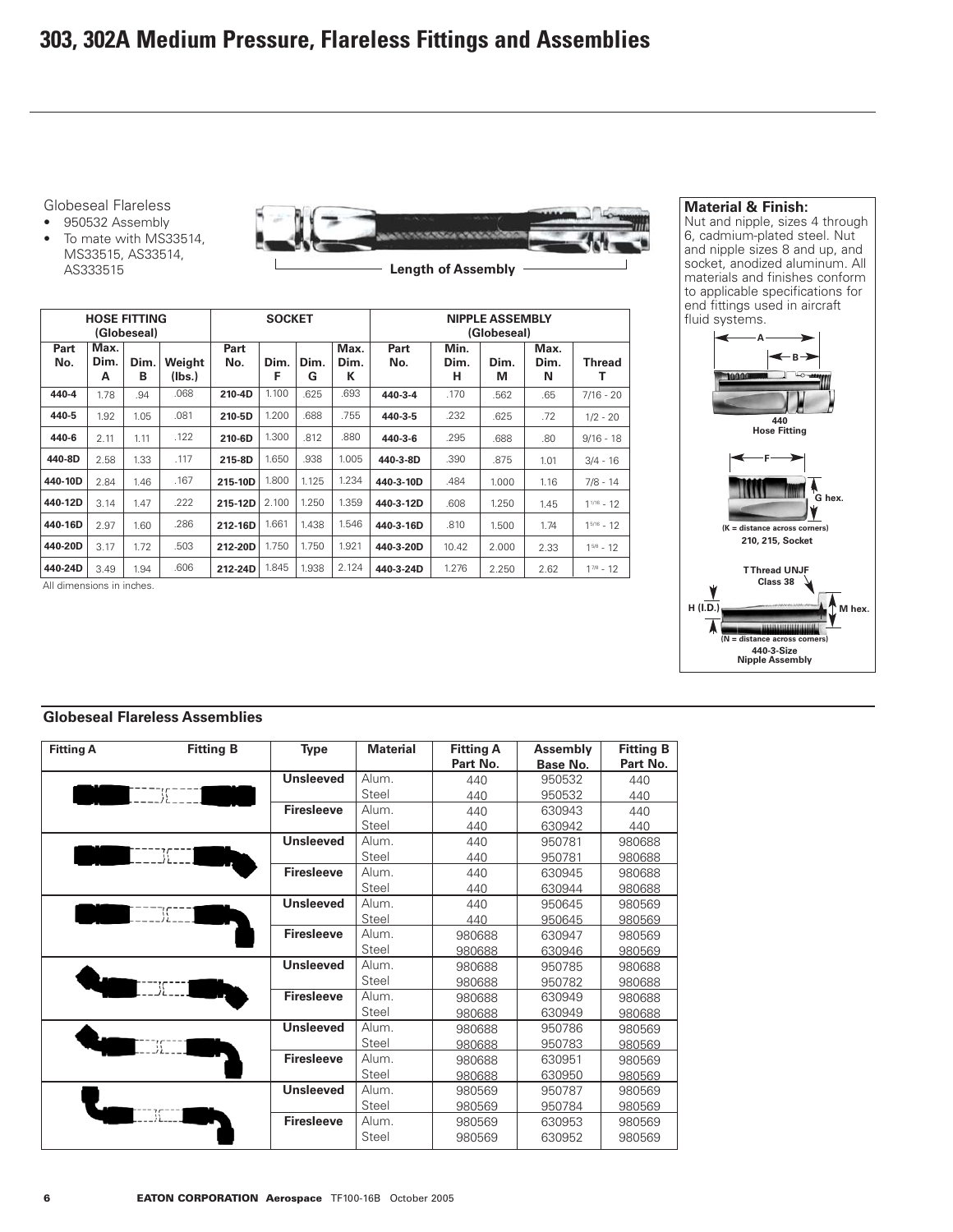# 303, 302A Medium Pressure, Flareless Fittings and Assemblies

Globeseal Flareless
- 950532 Assembly
- To mate with MS33514, MS33515, AS33514, AS333515

Length of Assembly

| HOSE FITTING (Globeseal) | | | | SOCKET | | | | NIPPLE ASSEMBLY (Globeseal) | | | | |
|---|---|---|---|---|---|---|---|---|---|---|---|---|
| Part No. | Max. Dim. A | Dim. B | Weight (lbs.) | Part No. | Dim. F | Dim. G | Max. Dim. K | Part No. | Min. Dim. H | Dim. M | Max. Dim. N | Thread T |
| 440-4 | 1.78 | .94 | .068 | 210-4D | 1.100 | .625 | .693 | 440-3-4 | .170 | .562 | .65 | 7/16 - 20 |
| 440-5 | 1.92 | 1.05 | .081 | 210-5D | 1.200 | .688 | .755 | 440-3-5 | .232 | .625 | .72 | 1/2 - 20 |
| 440-6 | 2.11 | 1.11 | .122 | 210-6D | 1.300 | .812 | .880 | 440-3-6 | .295 | .688 | .80 | 9/16 - 18 |
| 440-8D | 2.58 | 1.33 | .117 | 215-8D | 1.650 | .938 | 1.005 | 440-3-8D | .390 | .875 | 1.01 | 3/4 - 16 |
| 440-10D | 2.84 | 1.46 | .167 | 215-10D | 1.800 | 1.125 | 1.234 | 440-3-10D | .484 | 1.000 | 1.16 | 7/8 - 14 |
| 440-12D | 3.14 | 1.47 | .222 | 215-12D | 2.100 | 1.250 | 1.359 | 440-3-12D | .608 | 1.250 | 1.45 | 1 1/16 - 12 |
| 440-16D | 2.97 | 1.60 | .286 | 212-16D | 1.661 | 1.438 | 1.546 | 440-3-16D | .810 | 1.500 | 1.74 | 1 5/16 - 12 |
| 440-20D | 3.17 | 1.72 | .503 | 212-20D | 1.750 | 1.750 | 1.921 | 440-3-20D | 10.42 | 2.000 | 2.33 | 1 5/8 - 12 |
| 440-24D | 3.49 | 1.94 | .606 | 212-24D | 1.845 | 1.938 | 2.124 | 440-3-24D | 1.276 | 2.250 | 2.62 | 1 7/8 - 12 |

All dimensions in inches.

**Material & Finish:**
Nut and nipple, sizes 4 through 6, cadmium-plated steel. Nut and nipple sizes 8 and up, and socket, anodized aluminum. All materials and finishes conform to applicable specifications for end fittings used in aircraft fluid systems.

440
Hose Fitting

G hex.
(K = distance across corners)
210, 215, Socket

T Thread UNJF
Class 38
H (I.D.)
M hex.
(N = distance across corners)
440-3-Size
Nipple Assembly

## Globeseal Flareless Assemblies

| Fitting A | Fitting B | Type | Material | Fitting A Part No. | Assembly Base No. | Fitting B Part No. |
|---|---|---|---|---|---|---|
| | | Unsleeved | Alum. | 440 | 950532 | 440 |
| | | | Steel | 440 | 950532 | 440 |
| | | Firesleeve | Alum. | 440 | 630943 | 440 |
| | | | Steel | 440 | 630942 | 440 |
| | | Unsleeved | Alum. | 440 | 950781 | 980688 |
| | | | Steel | 440 | 950781 | 980688 |
| | | Firesleeve | Alum. | 440 | 630945 | 980688 |
| | | | Steel | 440 | 630944 | 980688 |
| | | Unsleeved | Alum. | 440 | 950645 | 980569 |
| | | | Steel | 440 | 950645 | 980569 |
| | | Firesleeve | Alum. | 980688 | 630947 | 980569 |
| | | | Steel | 980688 | 630946 | 980569 |
| | | Unsleeved | Alum. | 980688 | 950785 | 980688 |
| | | | Steel | 980688 | 950782 | 980688 |
| | | Firesleeve | Alum. | 980688 | 630949 | 980688 |
| | | | Steel | 980688 | 630949 | 980688 |
| | | Unsleeved | Alum. | 980688 | 950786 | 980569 |
| | | | Steel | 980688 | 950783 | 980569 |
| | | Firesleeve | Alum. | 980688 | 630951 | 980569 |
| | | | Steel | 980688 | 630950 | 980569 |
| | | Unsleeved | Alum. | 980569 | 950787 | 980569 |
| | | | Steel | 980569 | 950784 | 980569 |
| | | Firesleeve | Alum. | 980569 | 630953 | 980569 |
| | | | Steel | 980569 | 630952 | 980569 |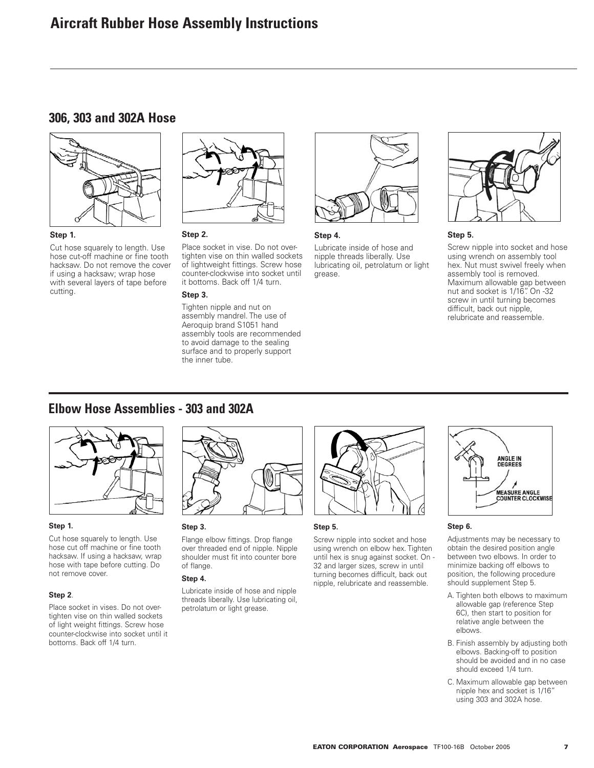# Aircraft Rubber Hose Assembly Instructions

## 306, 303 and 302A Hose

**Step 1.**

Cut hose squarely to length. Use hose cut-off machine or fine tooth hacksaw. Do not remove the cover if using a hacksaw; wrap hose with several layers of tape before cutting.

**Step 2.**

Place socket in vise. Do not over-tighten vise on thin walled sockets of lightweight fittings. Screw hose counter-clockwise into socket until it bottoms. Back off 1/4 turn.

**Step 3.**

Tighten nipple and nut on assembly mandrel. The use of Aeroquip brand S1051 hand assembly tools are recommended to avoid damage to the sealing surface and to properly support the inner tube.

**Step 4.**

Lubricate inside of hose and nipple threads liberally. Use lubricating oil, petrolatum or light grease.

**Step 5.**

Screw nipple into socket and hose using wrench on assembly tool hex. Nut must swivel freely when assembly tool is removed. Maximum allowable gap between nut and socket is 1/16". On -32 screw in until turning becomes difficult, back out nipple, relubricate and reassemble.

## Elbow Hose Assemblies - 303 and 302A

**Step 1.**

Cut hose squarely to length. Use hose cut off machine or fine tooth hacksaw. If using a hacksaw, wrap hose with tape before cutting. Do not remove cover.

**Step 2**.

Place socket in vises. Do not over-tighten vise on thin walled sockets of light weight fittings. Screw hose counter-clockwise into socket until it bottoms. Back off 1/4 turn.

**Step 3.**

Flange elbow fittings. Drop flange over threaded end of nipple. Nipple shoulder must fit into counter bore of flange.

**Step 4.**

Lubricate inside of hose and nipple threads liberally. Use lubricating oil, petrolatum or light grease.

**Step 5.**

Screw nipple into socket and hose using wrench on elbow hex. Tighten until hex is snug against socket. On -32 and larger sizes, screw in until turning becomes difficult, back out nipple, relubricate and reassemble.

**Step 6.**

ANGLE IN DEGREES

MEASURE ANGLE COUNTER CLOCKWISE

Adjustments may be necessary to obtain the desired position angle between two elbows. In order to minimize backing off elbows to position, the following procedure should supplement Step 5.

A. Tighten both elbows to maximum allowable gap (reference Step 6C), then start to position for relative angle between the elbows.

B. Finish assembly by adjusting both elbows. Backing-off to position should be avoided and in no case should exceed 1/4 turn.

C. Maximum allowable gap between nipple hex and socket is 1/16" using 303 and 302A hose.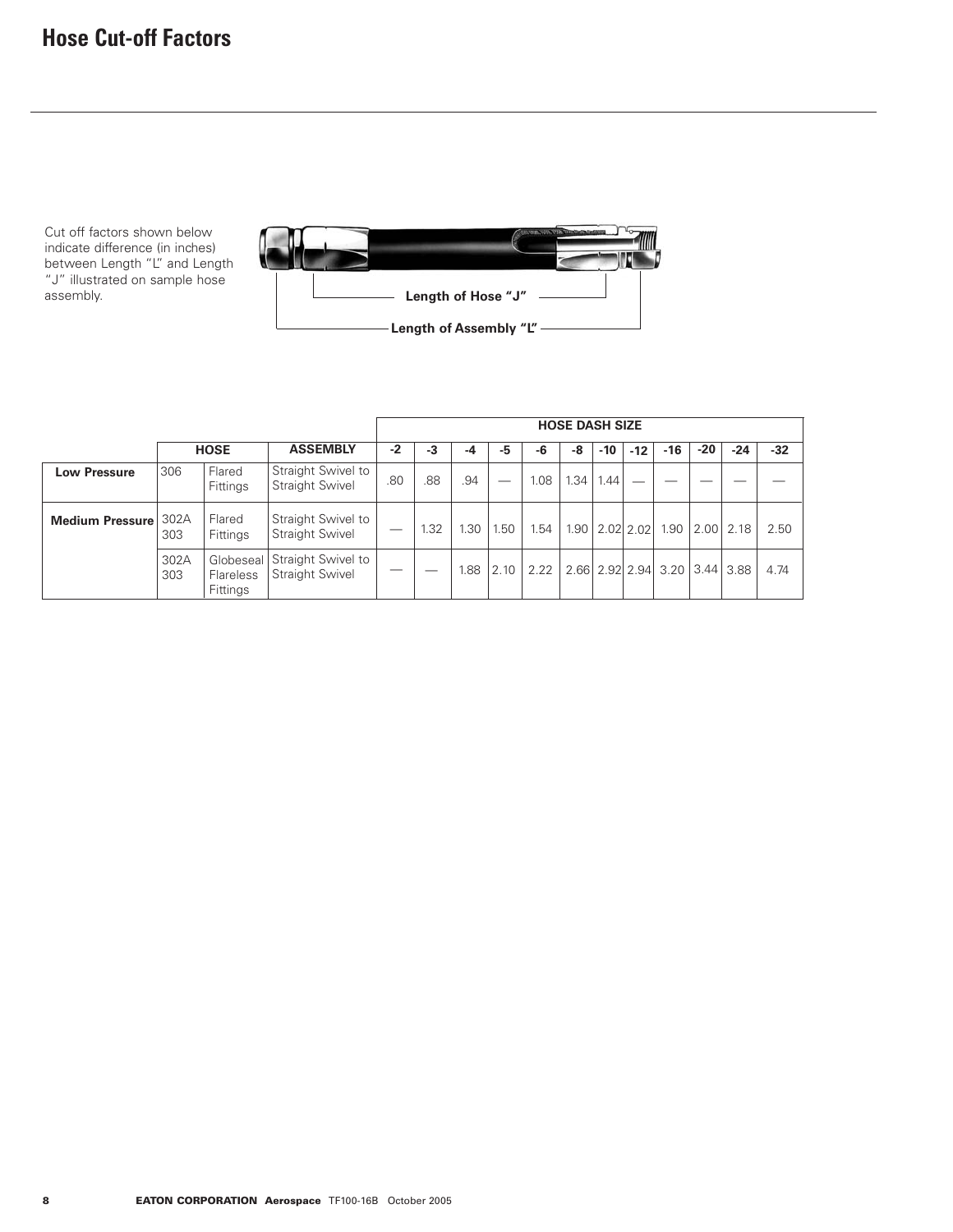# Hose Cut-off Factors

Cut off factors shown below indicate difference (in inches) between Length "L" and Length "J" illustrated on sample hose assembly.

Length of Hose "J"

Length of Assembly "L"

| | HOSE | | ASSEMBLY | HOSE DASH SIZE | | | | | | | | | | | |
|---|---|---|---|---|---|---|---|---|---|---|---|---|---|---|---|
| | | | | -2 | -3 | -4 | -5 | -6 | -8 | -10 | -12 | -16 | -20 | -24 | -32 |
| **Low Pressure** | 306 | Flared Fittings | Straight Swivel to Straight Swivel | .80 | .88 | .94 | — | 1.08 | 1.34 | 1.44 | — | — | — | — | — |
| **Medium Pressure** | 302A 303 | Flared Fittings | Straight Swivel to Straight Swivel | — | 1.32 | 1.30 | 1.50 | 1.54 | 1.90 | 2.02 | 2.02 | 1.90 | 2.00 | 2.18 | 2.50 |
| | 302A 303 | Globeseal Flareless Fittings | Straight Swivel to Straight Swivel | — | — | 1.88 | 2.10 | 2.22 | 2.66 | 2.92 | 2.94 | 3.20 | 3.44 | 3.88 | 4.74 |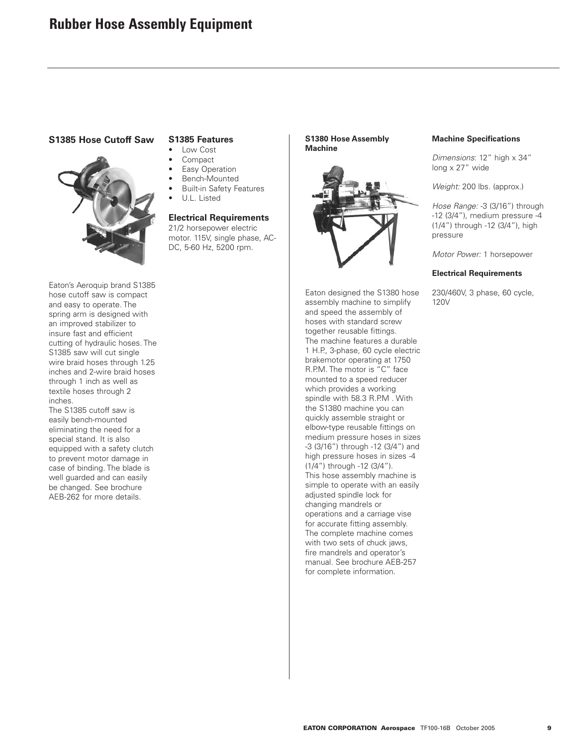# Rubber Hose Assembly Equipment

## S1385 Hose Cutoff Saw

Eaton's Aeroquip brand S1385 hose cutoff saw is compact and easy to operate. The spring arm is designed with an improved stabilizer to insure fast and efficient cutting of hydraulic hoses. The S1385 saw will cut single wire braid hoses through 1.25 inches and 2-wire braid hoses through 1 inch as well as textile hoses through 2 inches.

The S1385 cutoff saw is easily bench-mounted eliminating the need for a special stand. It is also equipped with a safety clutch to prevent motor damage in case of binding. The blade is well guarded and can easily be changed. See brochure AEB-262 for more details.

### S1385 Features

- Low Cost
- Compact
- Easy Operation
- Bench-Mounted
- Built-in Safety Features
- U.L. Listed

### Electrical Requirements

21/2 horsepower electric motor. 115V, single phase, AC-DC, 5-60 Hz, 5200 rpm.

## S1380 Hose Assembly Machine

Eaton designed the S1380 hose assembly machine to simplify and speed the assembly of hoses with standard screw together reusable fittings. The machine features a durable 1 H.P., 3-phase, 60 cycle electric brakemotor operating at 1750 R.P.M. The motor is "C" face mounted to a speed reducer which provides a working spindle with 58.3 R.P.M . With the S1380 machine you can quickly assemble straight or elbow-type reusable fittings on medium pressure hoses in sizes -3 (3/16") through -12 (3/4") and high pressure hoses in sizes -4 (1/4") through -12 (3/4").

This hose assembly machine is simple to operate with an easily adjusted spindle lock for changing mandrels or operations and a carriage vise for accurate fitting assembly. The complete machine comes with two sets of chuck jaws, fire mandrels and operator's manual. See brochure AEB-257 for complete information.

### Machine Specifications

*Dimensions*: 12" high x 34" long x 27" wide

*Weight:* 200 lbs. (approx.)

*Hose Range:* -3 (3/16") through -12 (3/4"), medium pressure -4 (1/4") through -12 (3/4"), high pressure

*Motor Power:* 1 horsepower

### Electrical Requirements

230/460V, 3 phase, 60 cycle, 120V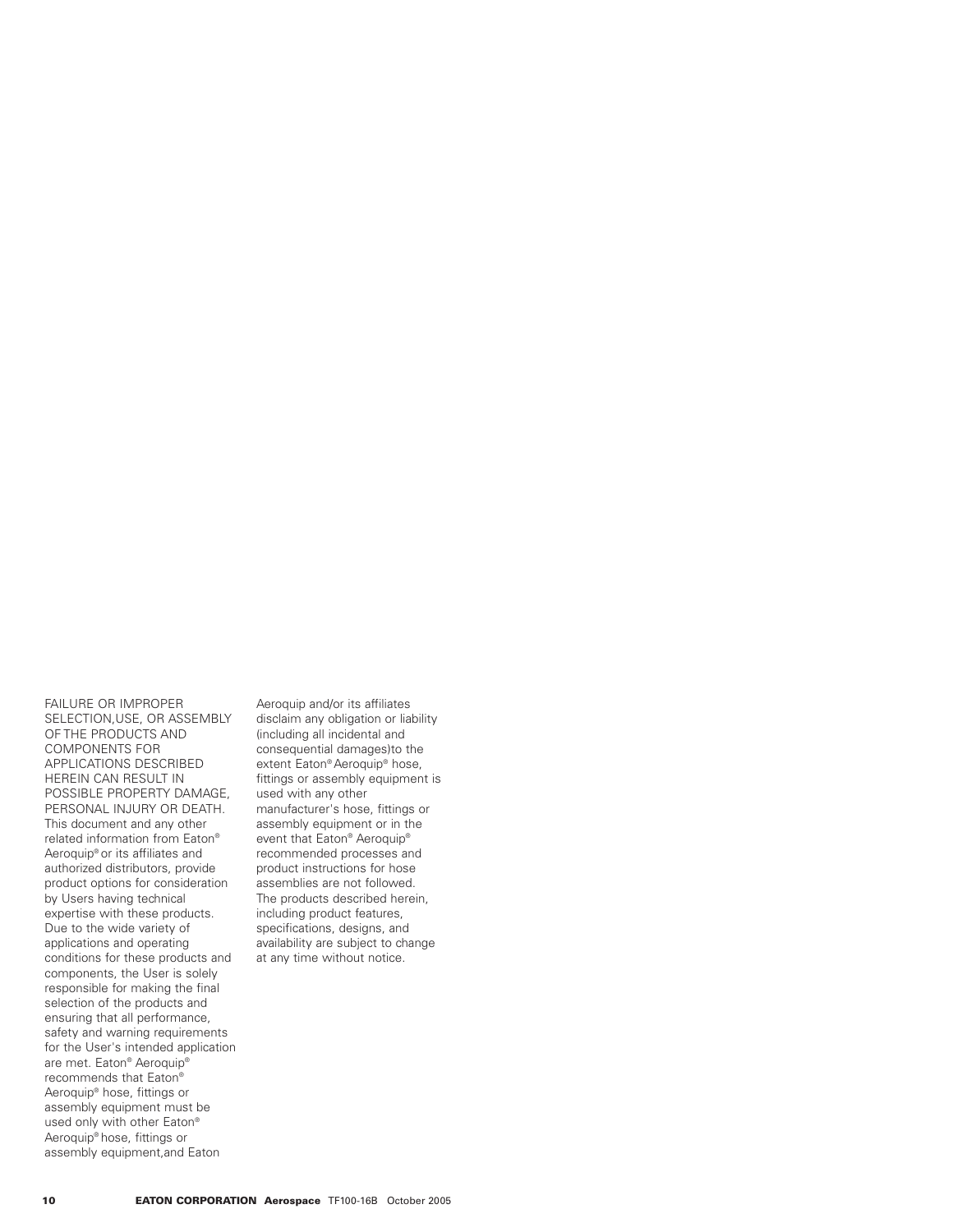FAILURE OR IMPROPER SELECTION,USE, OR ASSEMBLY OF THE PRODUCTS AND COMPONENTS FOR APPLICATIONS DESCRIBED HEREIN CAN RESULT IN POSSIBLE PROPERTY DAMAGE, PERSONAL INJURY OR DEATH. This document and any other related information from Eaton® Aeroquip® or its affiliates and authorized distributors, provide product options for consideration by Users having technical expertise with these products. Due to the wide variety of applications and operating conditions for these products and components, the User is solely responsible for making the final selection of the products and ensuring that all performance, safety and warning requirements for the User's intended application are met. Eaton® Aeroquip® recommends that Eaton® Aeroquip® hose, fittings or assembly equipment must be used only with other Eaton® Aeroquip® hose, fittings or assembly equipment,and Eaton Aeroquip and/or its affiliates disclaim any obligation or liability (including all incidental and consequential damages)to the extent Eaton® Aeroquip® hose, fittings or assembly equipment is used with any other manufacturer's hose, fittings or assembly equipment or in the event that Eaton® Aeroquip® recommended processes and product instructions for hose assemblies are not followed. The products described herein, including product features, specifications, designs, and availability are subject to change at any time without notice.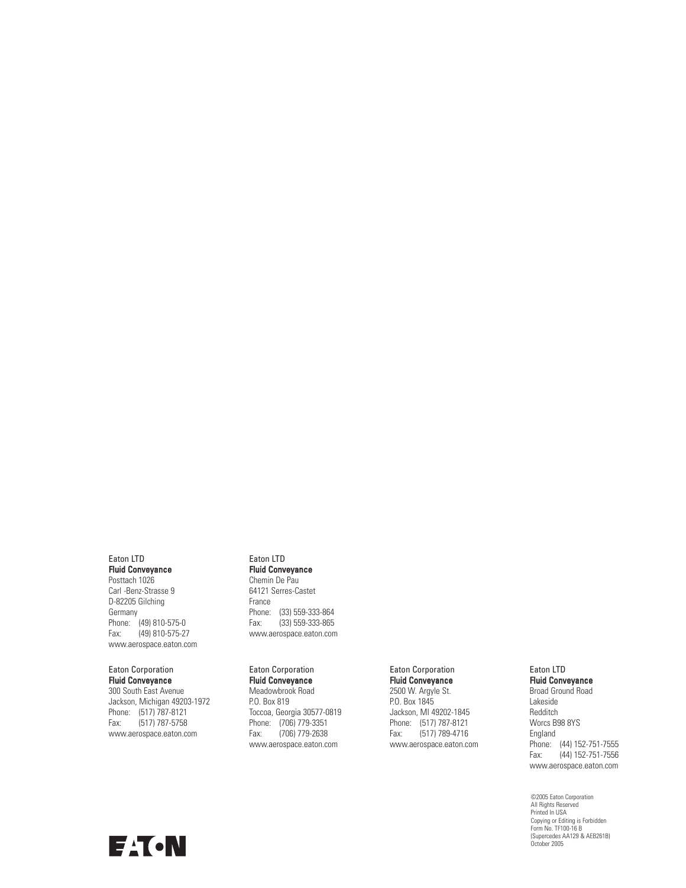Eaton LTD
**Fluid Conveyance**
Posttach 1026
Carl -Benz-Strasse 9
D-82205 Gilching
Germany
Phone: (49) 810-575-0
Fax: (49) 810-575-27
www.aerospace.eaton.com

Eaton LTD
**Fluid Conveyance**
Chemin De Pau
64121 Serres-Castet
France
Phone: (33) 559-333-864
Fax: (33) 559-333-865
www.aerospace.eaton.com

Eaton Corporation
**Fluid Conveyance**
300 South East Avenue
Jackson, Michigan 49203-1972
Phone: (517) 787-8121
Fax: (517) 787-5758
www.aerospace.eaton.com

Eaton Corporation
**Fluid Conveyance**
Meadowbrook Road
P.O. Box 819
Toccoa, Georgia 30577-0819
Phone: (706) 779-3351
Fax: (706) 779-2638
www.aerospace.eaton.com

Eaton Corporation
**Fluid Conveyance**
2500 W. Argyle St.
P.O. Box 1845
Jackson, MI 49202-1845
Phone: (517) 787-8121
Fax: (517) 789-4716
www.aerospace.eaton.com

Eaton LTD
**Fluid Conveyance**
Broad Ground Road
Lakeside
Redditch
Worcs B98 8YS
England
Phone: (44) 152-751-7555
Fax: (44) 152-751-7556
www.aerospace.eaton.com

EATON

©2005 Eaton Corporation
All Rights Reserved
Printed In USA
Copying or Editing is Forbidden
Form No. TF100-16 B
(Supercedes AA129 & AEB261B)
October 2005